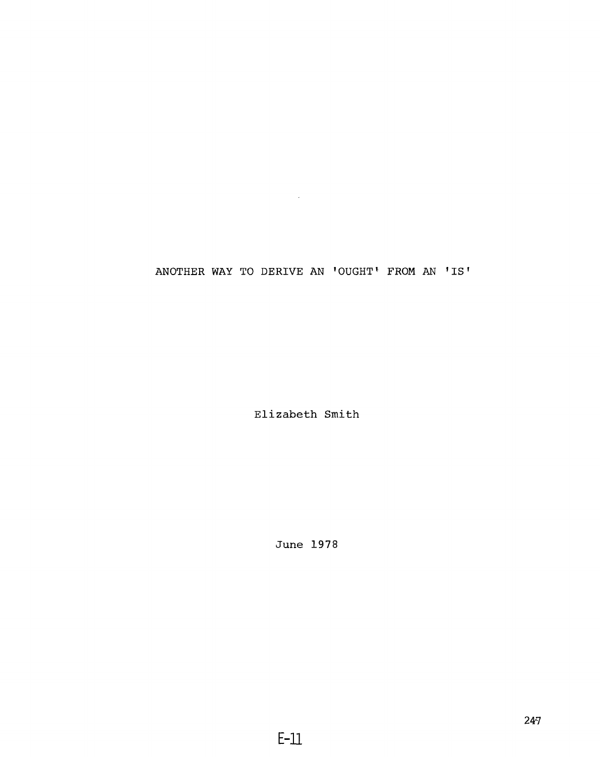# ANOTHER WAY TO DERIVE AN 'OUGHT' FROM AN 'IS'

Elizabeth Smith

June 1978

E-11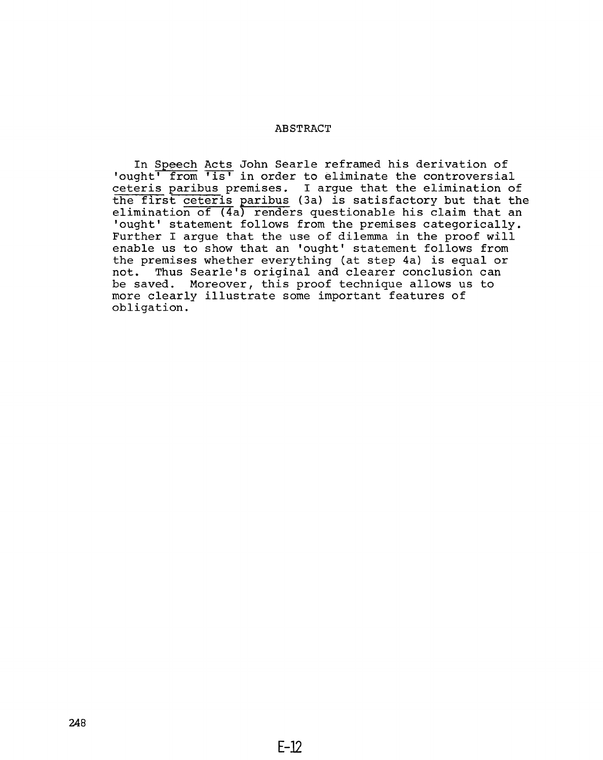## ABSTRACT

In *Speech Acts* John Searle reframed his derivation of 'ought' from 'is' in order to eliminate the controversial *ceteris paribus* premises. I argue that the elimination of the first *ceteris paribus* (3a) is satisfactory but that the elimination of (4a) renders questionable his claim that an 'ought' statement follows from the premises categorically. Further I argue that the use of dilemma in the proof will enable us to show that an 'ought' statement follows from the premises whether everything (at step 4a) is equal or not. Thus Searle's original and clearer conclusion can be saved. Moreover, this proof technique allows us to more clearly illustrate some important features of obligation.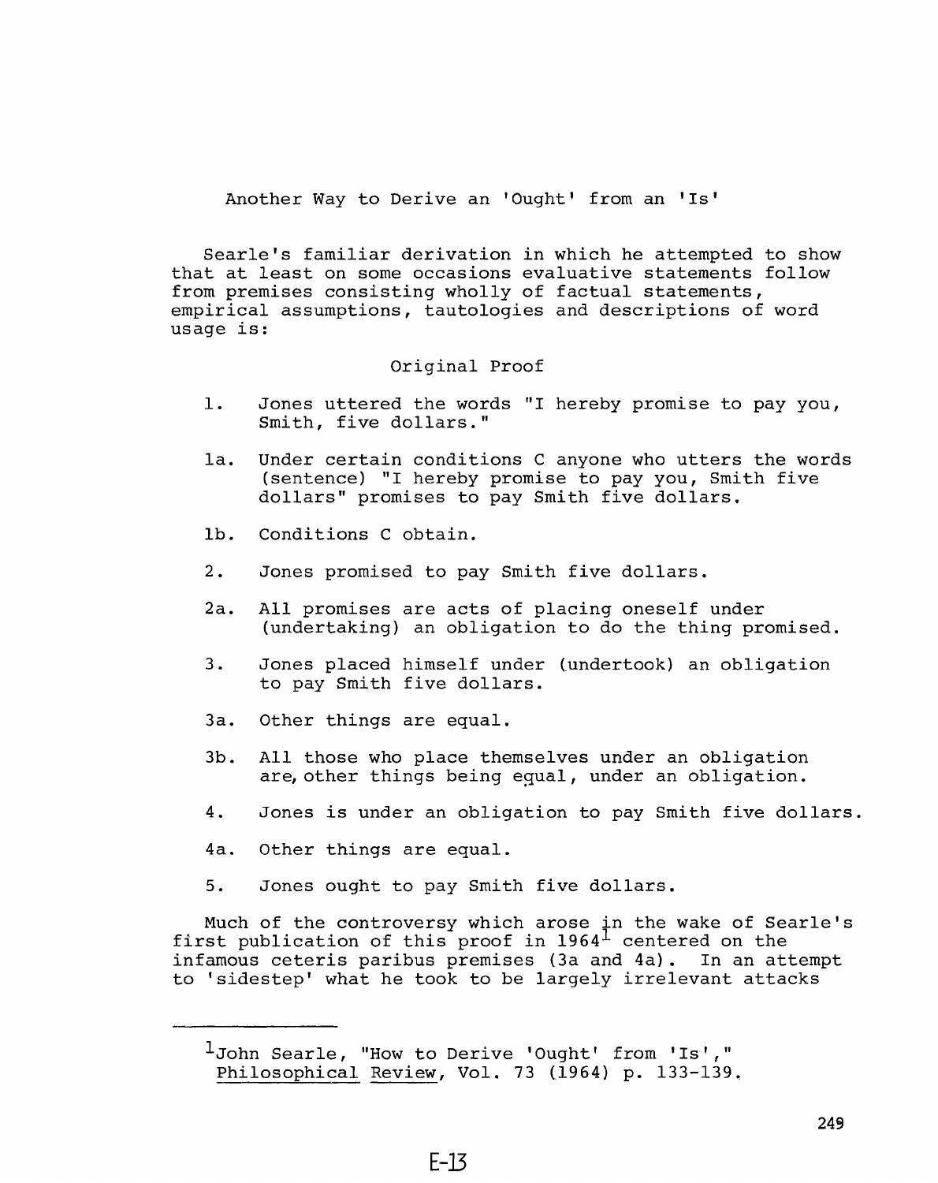## Another Way to Derive an 'Ought' from an 'Is'

Searle's familiar derivation in which he attempted to show that at least on some occasions evaluative statements follow from premises consisting wholly of factual statements, empirical assumptions, tautologies and descriptions of word usage is:

### Original Proof

1. Jones uttered the words "I hereby promise to pay you, Smith, five dollars."

1a. Under certain conditions C anyone who utters the words (sentence) "I hereby promise to pay you, Smith five dollars" promises to pay Smith five dollars.

1b. Conditions C obtain.

2. Jones promised to pay Smith five dollars.

2a. All promises are acts of placing oneself under (undertaking) an obligation to do the thing promised.

3. Jones placed himself under (undertook) an obligation to pay Smith five dollars.

3a. Other things are equal.

3b. All those who place themselves under an obligation are, other things being equal, under an obligation.

4. Jones is under an obligation to pay Smith five dollars.

4a. Other things are equal.

5. Jones ought to pay Smith five dollars.

Much of the controversy which arose in the wake of Searle's first publication of this proof in 1964[1] centered on the infamous ceteris paribus premises (3a and 4a). In an attempt to 'sidestep' what he took to be largely irrelevant attacks

---

[1] John Searle, "How to Derive 'Ought' from 'Is'," Philosophical Review, Vol. 73 (1964) p. 133-139.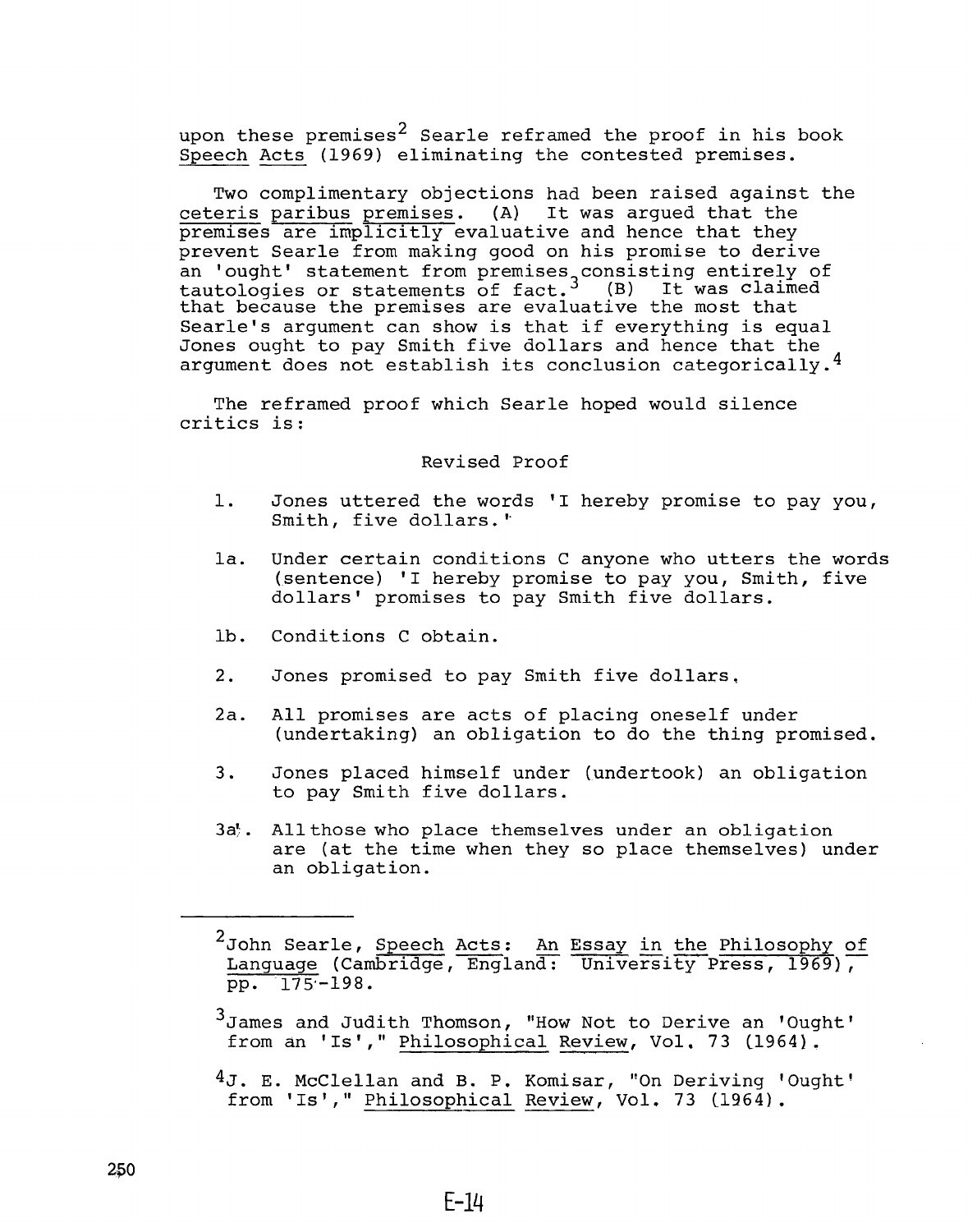upon these premises[2] Searle reframed the proof in his book Speech Acts (1969) eliminating the contested premises.

Two complimentary objections had been raised against the ceteris paribus premises. (A) It was argued that the premises are implicitly evaluative and hence that they prevent Searle from making good on his promise to derive an 'ought' statement from premises consisting entirely of tautologies or statements of fact.[3] (B) It was claimed that because the premises are evaluative the most that Searle's argument can show is that if everything is equal Jones ought to pay Smith five dollars and hence that the argument does not establish its conclusion categorically.[4]

The reframed proof which Searle hoped would silence critics is:

Revised Proof

1. Jones uttered the words 'I hereby promise to pay you, Smith, five dollars.'

1a. Under certain conditions C anyone who utters the words (sentence) 'I hereby promise to pay you, Smith, five dollars' promises to pay Smith five dollars.

1b. Conditions C obtain.

2. Jones promised to pay Smith five dollars.

2a. All promises are acts of placing oneself under (undertaking) an obligation to do the thing promised.

3. Jones placed himself under (undertook) an obligation to pay Smith five dollars.

3a'. All those who place themselves under an obligation are (at the time when they so place themselves) under an obligation.

---

[2] John Searle, Speech Acts: An Essay in the Philosophy of Language (Cambridge, England: University Press, 1969), pp. 175-198.

[3] James and Judith Thomson, "How Not to Derive an 'Ought' from an 'Is'," Philosophical Review, Vol. 73 (1964).

[4] J. E. McClellan and B. P. Komisar, "On Deriving 'Ought' from 'Is'," Philosophical Review, Vol. 73 (1964).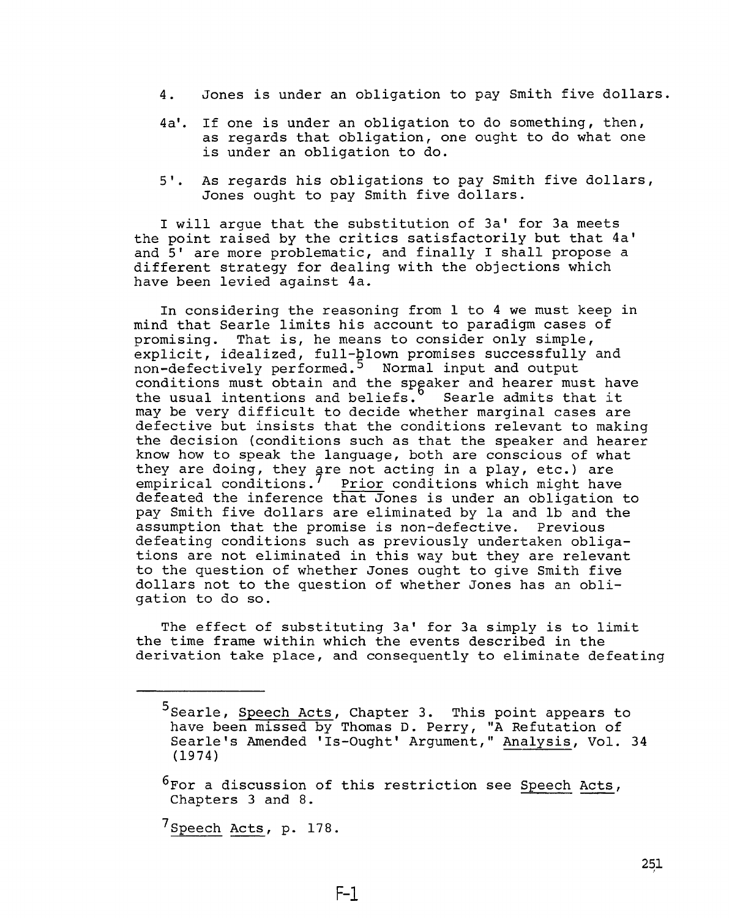4. Jones is under an obligation to pay Smith five dollars.

4a'. If one is under an obligation to do something, then, as regards that obligation, one ought to do what one is under an obligation to do.

5'. As regards his obligations to pay Smith five dollars, Jones ought to pay Smith five dollars.

I will argue that the substitution of 3a' for 3a meets the point raised by the critics satisfactorily but that 4a' and 5' are more problematic, and finally I shall propose a different strategy for dealing with the objections which have been levied against 4a.

In considering the reasoning from 1 to 4 we must keep in mind that Searle limits his account to paradigm cases of promising. That is, he means to consider only simple, explicit, idealized, full-blown promises successfully and non-defectively performed.[5] Normal input and output conditions must obtain and the speaker and hearer must have the usual intentions and beliefs.[6] Searle admits that it may be very difficult to decide whether marginal cases are defective but insists that the conditions relevant to making the decision (conditions such as that the speaker and hearer know how to speak the language, both are conscious of what they are doing, they are not acting in a play, etc.) are empirical conditions.[7] Prior conditions which might have defeated the inference that Jones is under an obligation to pay Smith five dollars are eliminated by 1a and 1b and the assumption that the promise is non-defective. Previous defeating conditions such as previously undertaken obligations are not eliminated in this way but they are relevant to the question of whether Jones ought to give Smith five dollars not to the question of whether Jones has an obligation to do so.

The effect of substituting 3a' for 3a simply is to limit the time frame within which the events described in the derivation take place, and consequently to eliminate defeating

---

[5] Searle, Speech Acts, Chapter 3. This point appears to have been missed by Thomas D. Perry, "A Refutation of Searle's Amended 'Is-Ought' Argument," Analysis, Vol. 34 (1974)

[6] For a discussion of this restriction see Speech Acts, Chapters 3 and 8.

[7] Speech Acts, p. 178.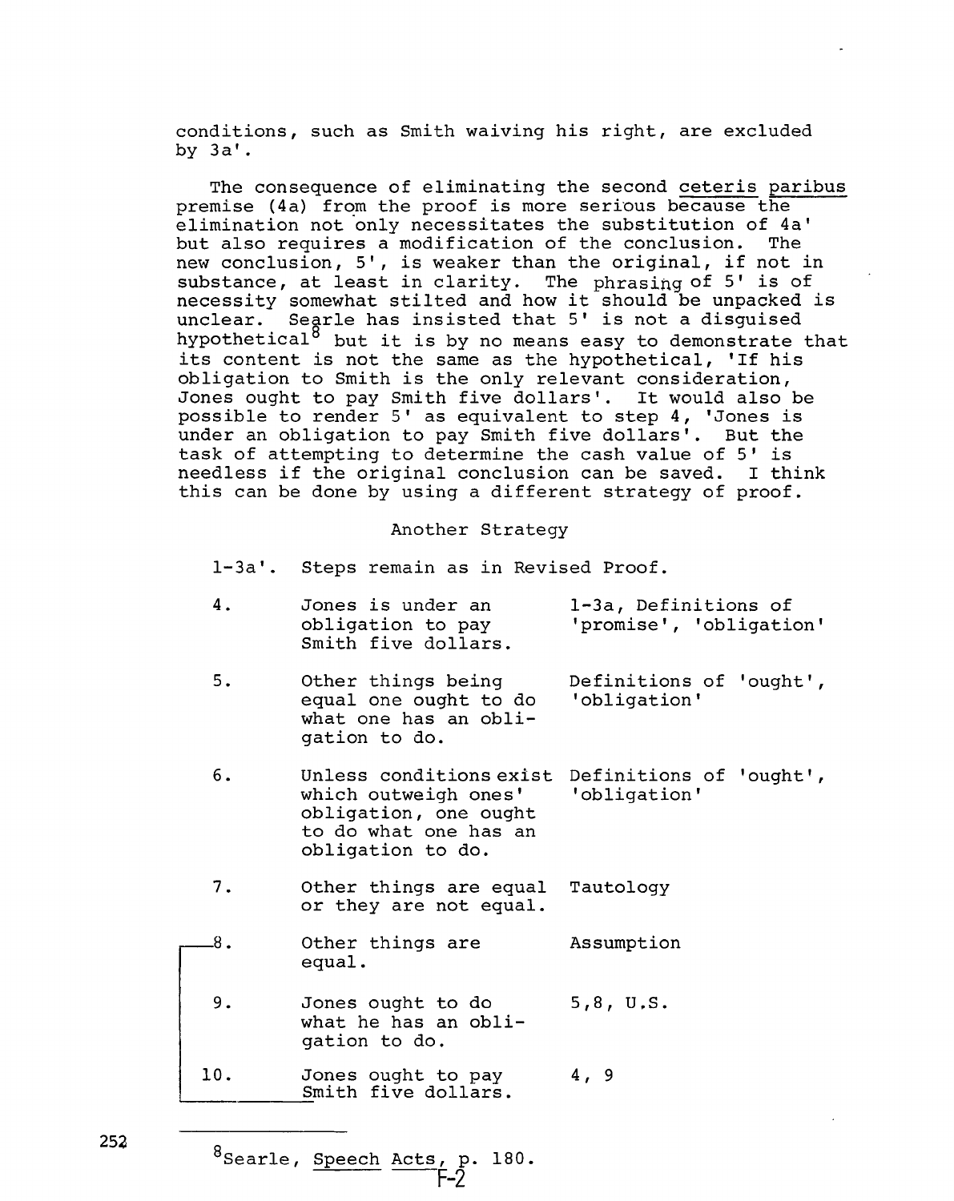conditions, such as Smith waiving his right, are excluded by 3a'.

The consequence of eliminating the second ceteris paribus premise (4a) from the proof is more serious because the elimination not only necessitates the substitution of 4a' but also requires a modification of the conclusion. The new conclusion, 5', is weaker than the original, if not in substance, at least in clarity. The phrasing of 5' is of necessity somewhat stilted and how it should be unpacked is unclear. Searle has insisted that 5' is not a disguised hypothetical[8] but it is by no means easy to demonstrate that its content is not the same as the hypothetical, 'If his obligation to Smith is the only relevant consideration, Jones ought to pay Smith five dollars'. It would also be possible to render 5' as equivalent to step 4, 'Jones is under an obligation to pay Smith five dollars'. But the task of attempting to determine the cash value of 5' is needless if the original conclusion can be saved. I think this can be done by using a different strategy of proof.

### Another Strategy

| Step | Statement | Justification |
|---|---|---|
| 1-3a'. | Steps remain as in Revised Proof. | |
| 4. | Jones is under an obligation to pay Smith five dollars. | 1-3a, Definitions of 'promise', 'obligation' |
| 5. | Other things being equal one ought to do what one has an obligation to do. | Definitions of 'ought', 'obligation' |
| 6. | Unless conditions exist which outweigh ones' obligation, one ought to do what one has an obligation to do. | Definitions of 'ought', 'obligation' |
| 7. | Other things are equal or they are not equal. | Tautology |
| 8. | Other things are equal. | Assumption |
| 9. | Jones ought to do what he has an obligation to do. | 5,8, U.S. |
| 10. | Jones ought to pay Smith five dollars. | 4, 9 |

[8] Searle, Speech Acts, p. 180.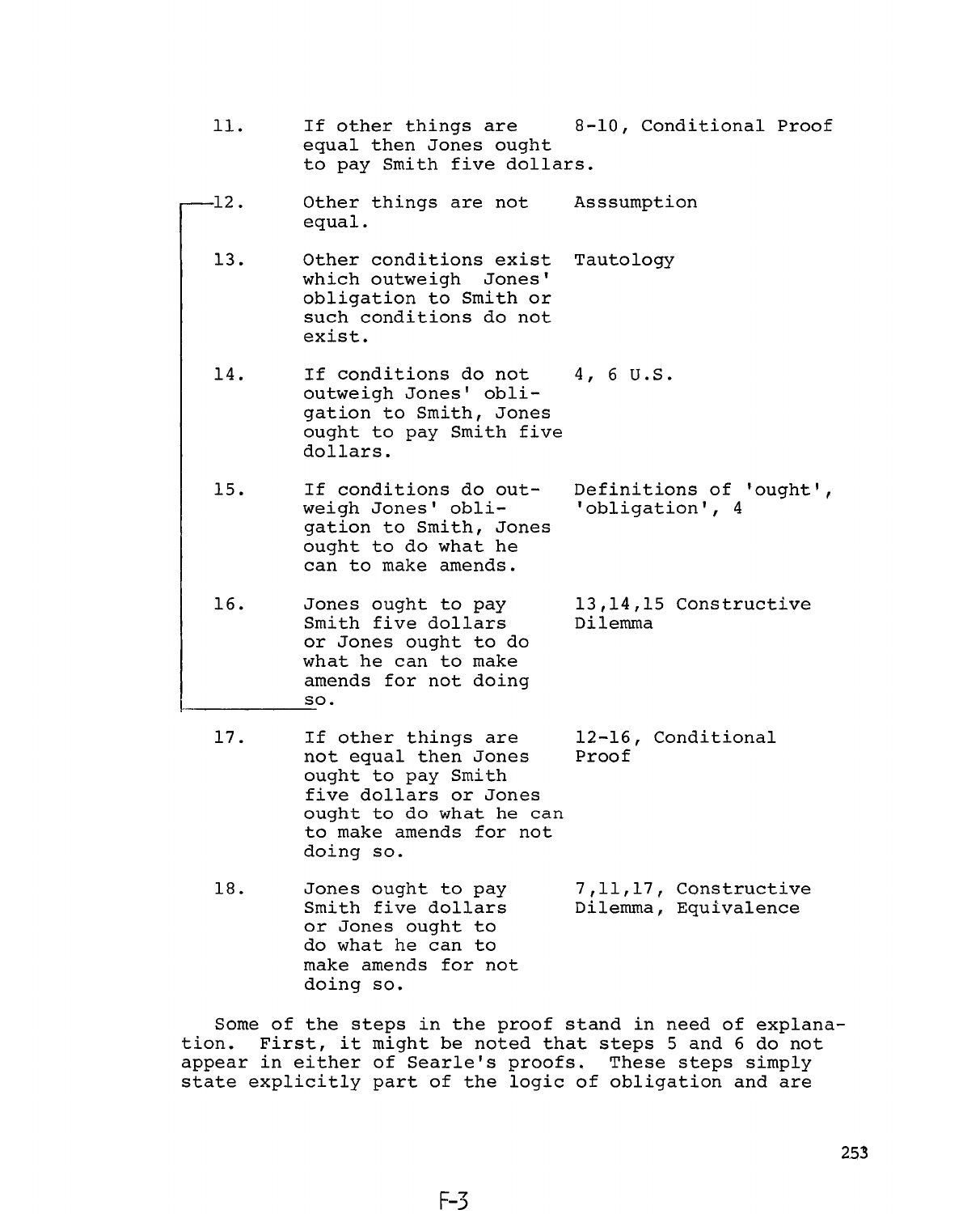| | | |
|---|---|---|
| 11. | If other things are equal then Jones ought to pay Smith five dollars. | 8-10, Conditional Proof |
| 12. | Other things are not equal. | Asssumption |
| 13. | Other conditions exist which outweigh Jones' obligation to Smith or such conditions do not exist. | Tautology |
| 14. | If conditions do not outweigh Jones' obligation to Smith, Jones ought to pay Smith five dollars. | 4, 6 U.S. |
| 15. | If conditions do outweigh Jones' obligation to Smith, Jones ought to do what he can to make amends. | Definitions of 'ought', 'obligation', 4 |
| 16. | Jones ought to pay Smith five dollars or Jones ought to do what he can to make amends for not doing so. | 13,14,15 Constructive Dilemma |
| 17. | If other things are not equal then Jones ought to pay Smith five dollars or Jones ought to do what he can to make amends for not doing so. | 12-16, Conditional Proof |
| 18. | Jones ought to pay Smith five dollars or Jones ought to do what he can to make amends for not doing so. | 7,11,17, Constructive Dilemma, Equivalence |

Some of the steps in the proof stand in need of explanation. First, it might be noted that steps 5 and 6 do not appear in either of Searle's proofs. These steps simply state explicitly part of the logic of obligation and are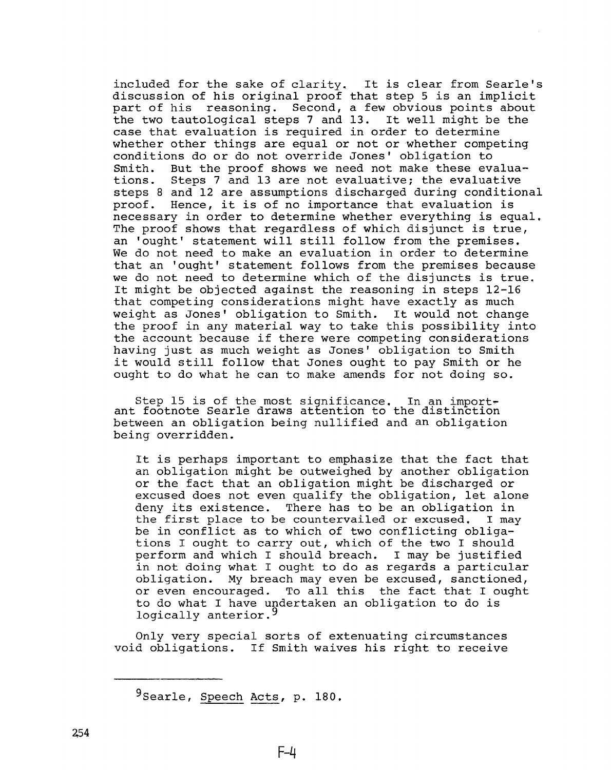included for the sake of clarity. It is clear from Searle's discussion of his original proof that step 5 is an implicit part of his reasoning. Second, a few obvious points about the two tautological steps 7 and 13. It well might be the case that evaluation is required in order to determine whether other things are equal or not or whether competing conditions do or do not override Jones' obligation to Smith. But the proof shows we need not make these evaluations. Steps 7 and 13 are not evaluative; the evaluative steps 8 and 12 are assumptions discharged during conditional proof. Hence, it is of no importance that evaluation is necessary in order to determine whether everything is equal. The proof shows that regardless of which disjunct is true, an 'ought' statement will still follow from the premises. We do not need to make an evaluation in order to determine that an 'ought' statement follows from the premises because we do not need to determine which of the disjuncts is true. It might be objected against the reasoning in steps 12-16 that competing considerations might have exactly as much weight as Jones' obligation to Smith. It would not change the proof in any material way to take this possibility into the account because if there were competing considerations having just as much weight as Jones' obligation to Smith it would still follow that Jones ought to pay Smith or he ought to do what he can to make amends for not doing so.

Step 15 is of the most significance. In an important footnote Searle draws attention to the distinction between an obligation being nullified and an obligation being overridden.

> It is perhaps important to emphasize that the fact that an obligation might be outweighed by another obligation or the fact that an obligation might be discharged or excused does not even qualify the obligation, let alone deny its existence. There has to be an obligation in the first place to be countervailed or excused. I may be in conflict as to which of two conflicting obligations I ought to carry out, which of the two I should perform and which I should breach. I may be justified in not doing what I ought to do as regards a particular obligation. My breach may even be excused, sanctioned, or even encouraged. To all this the fact that I ought to do what I have undertaken an obligation to do is logically anterior.[9]

Only very special sorts of extenuating circumstances void obligations. If Smith waives his right to receive

---

[9] Searle, Speech Acts, p. 180.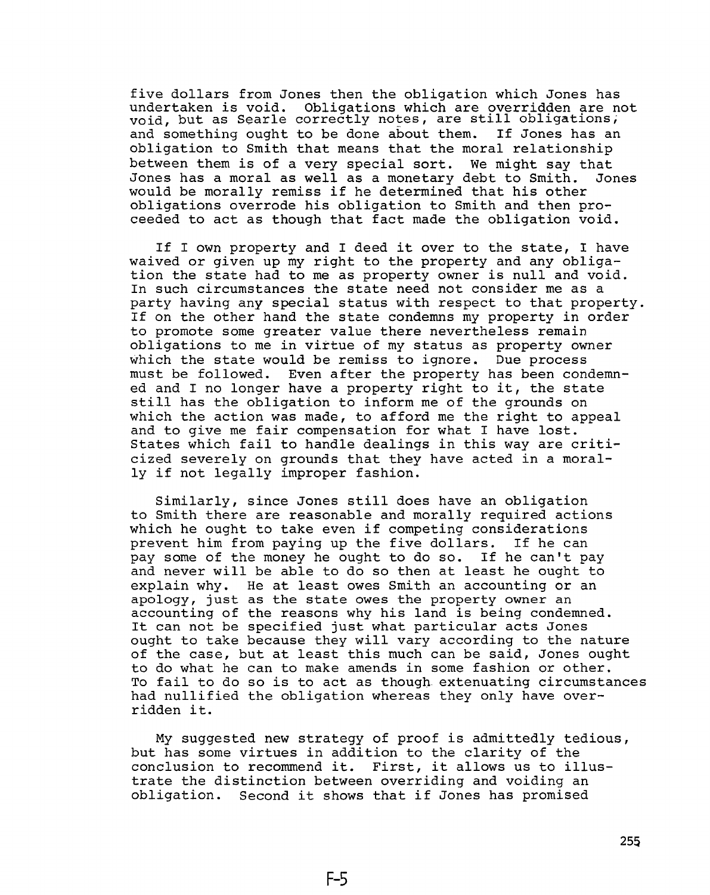five dollars from Jones then the obligation which Jones has undertaken is void. Obligations which are overridden are not void, but as Searle correctly notes, are still obligations, and something ought to be done about them. If Jones has an obligation to Smith that means that the moral relationship between them is of a very special sort. We might say that Jones has a moral as well as a monetary debt to Smith. Jones would be morally remiss if he determined that his other obligations overrode his obligation to Smith and then proceeded to act as though that fact made the obligation void.

If I own property and I deed it over to the state, I have waived or given up my right to the property and any obligation the state had to me as property owner is null and void. In such circumstances the state need not consider me as a party having any special status with respect to that property. If on the other hand the state condemns my property in order to promote some greater value there nevertheless remain obligations to me in virtue of my status as property owner which the state would be remiss to ignore. Due process must be followed. Even after the property has been condemned and I no longer have a property right to it, the state still has the obligation to inform me of the grounds on which the action was made, to afford me the right to appeal and to give me fair compensation for what I have lost. States which fail to handle dealings in this way are criticized severely on grounds that they have acted in a morally if not legally improper fashion.

Similarly, since Jones still does have an obligation to Smith there are reasonable and morally required actions which he ought to take even if competing considerations prevent him from paying up the five dollars. If he can pay some of the money he ought to do so. If he can't pay and never will be able to do so then at least he ought to explain why. He at least owes Smith an accounting or an apology, just as the state owes the property owner an accounting of the reasons why his land is being condemned. It can not be specified just what particular acts Jones ought to take because they will vary according to the nature of the case, but at least this much can be said, Jones ought to do what he can to make amends in some fashion or other. To fail to do so is to act as though extenuating circumstances had nullified the obligation whereas they only have overridden it.

My suggested new strategy of proof is admittedly tedious, but has some virtues in addition to the clarity of the conclusion to recommend it. First, it allows us to illustrate the distinction between overriding and voiding an obligation. Second it shows that if Jones has promised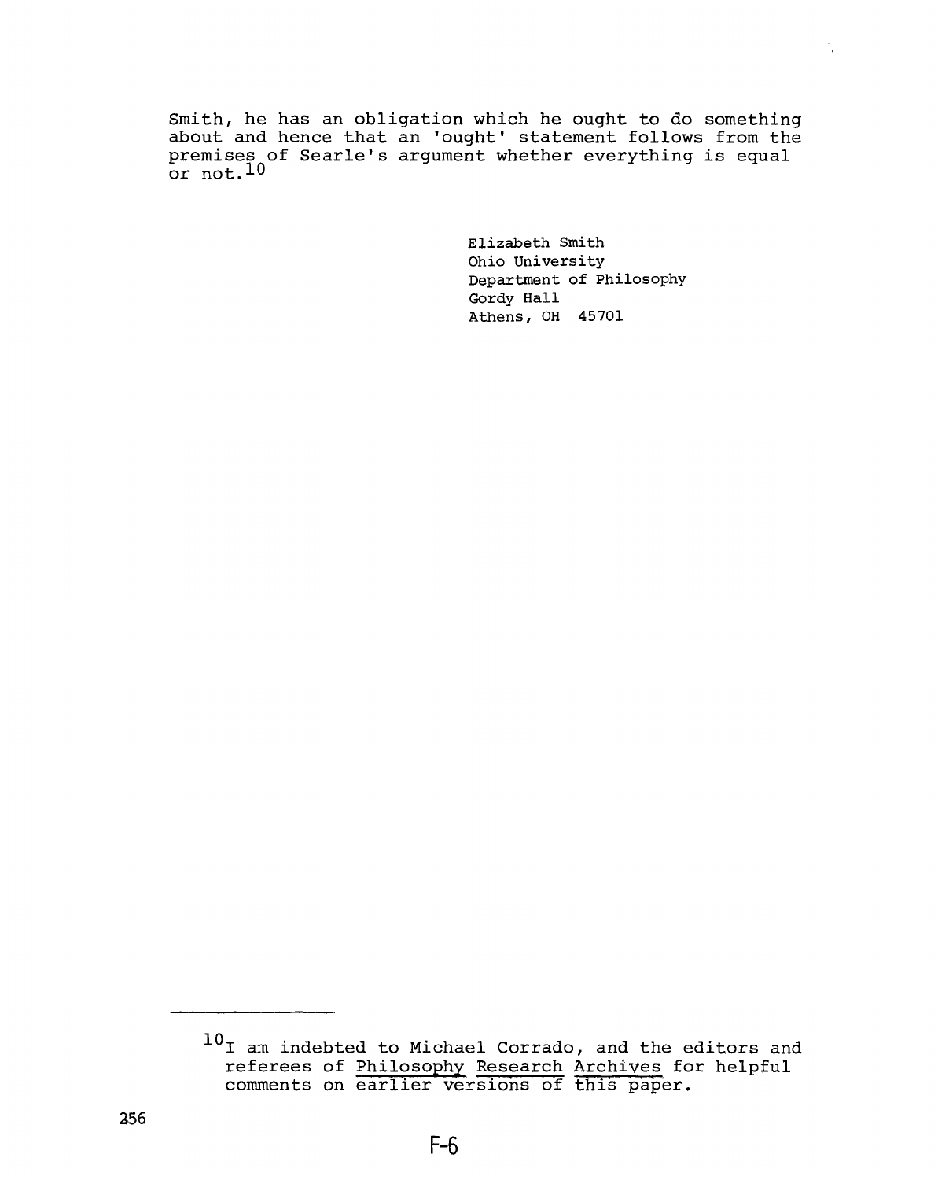Smith, he has an obligation which he ought to do something about and hence that an 'ought' statement follows from the premises of Searle's argument whether everything is equal or not.[10]

Elizabeth Smith  
Ohio University  
Department of Philosophy  
Gordy Hall  
Athens, OH 45701

---

[10] I am indebted to Michael Corrado, and the editors and referees of Philosophy Research Archives for helpful comments on earlier versions of this paper.